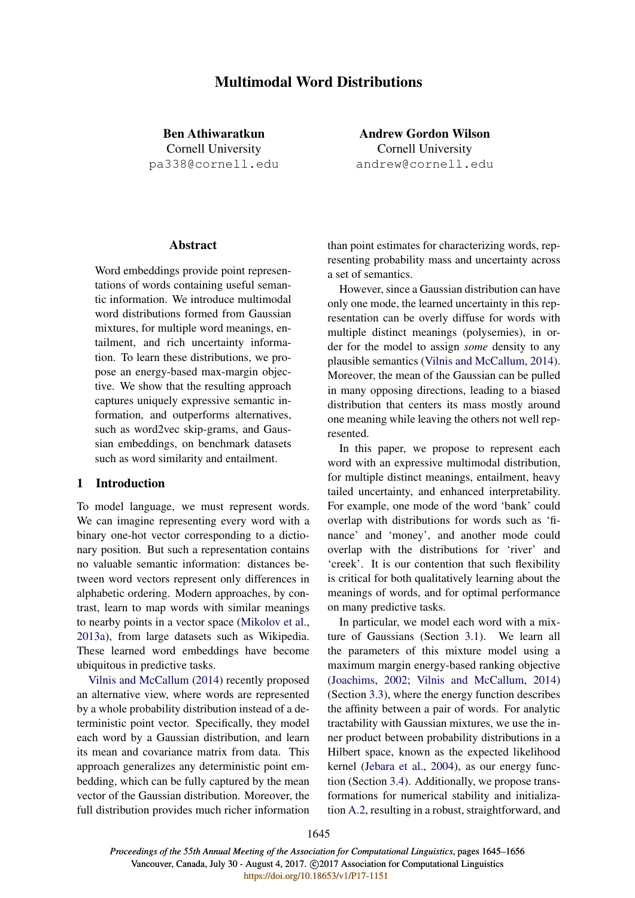# Multimodal Word Distributions

**Ben Athiwaratkun**
Cornell University
pa338@cornell.edu

**Andrew Gordon Wilson**
Cornell University
andrew@cornell.edu

## Abstract

Word embeddings provide point representations of words containing useful semantic information. We introduce multimodal word distributions formed from Gaussian mixtures, for multiple word meanings, entailment, and rich uncertainty information. To learn these distributions, we propose an energy-based max-margin objective. We show that the resulting approach captures uniquely expressive semantic information, and outperforms alternatives, such as word2vec skip-grams, and Gaussian embeddings, on benchmark datasets such as word similarity and entailment.

## 1 Introduction

To model language, we must represent words. We can imagine representing every word with a binary one-hot vector corresponding to a dictionary position. But such a representation contains no valuable semantic information: distances between word vectors represent only differences in alphabetic ordering. Modern approaches, by contrast, learn to map words with similar meanings to nearby points in a vector space (Mikolov et al., 2013a), from large datasets such as Wikipedia. These learned word embeddings have become ubiquitous in predictive tasks.

Vilnis and McCallum (2014) recently proposed an alternative view, where words are represented by a whole probability distribution instead of a deterministic point vector. Specifically, they model each word by a Gaussian distribution, and learn its mean and covariance matrix from data. This approach generalizes any deterministic point embedding, which can be fully captured by the mean vector of the Gaussian distribution. Moreover, the full distribution provides much richer information than point estimates for characterizing words, representing probability mass and uncertainty across a set of semantics.

However, since a Gaussian distribution can have only one mode, the learned uncertainty in this representation can be overly diffuse for words with multiple distinct meanings (polysemies), in order for the model to assign *some* density to any plausible semantics (Vilnis and McCallum, 2014). Moreover, the mean of the Gaussian can be pulled in many opposing directions, leading to a biased distribution that centers its mass mostly around one meaning while leaving the others not well represented.

In this paper, we propose to represent each word with an expressive multimodal distribution, for multiple distinct meanings, entailment, heavy tailed uncertainty, and enhanced interpretability. For example, one mode of the word 'bank' could overlap with distributions for words such as 'finance' and 'money', and another mode could overlap with the distributions for 'river' and 'creek'. It is our contention that such flexibility is critical for both qualitatively learning about the meanings of words, and for optimal performance on many predictive tasks.

In particular, we model each word with a mixture of Gaussians (Section 3.1). We learn all the parameters of this mixture model using a maximum margin energy-based ranking objective (Joachims, 2002; Vilnis and McCallum, 2014) (Section 3.3), where the energy function describes the affinity between a pair of words. For analytic tractability with Gaussian mixtures, we use the inner product between probability distributions in a Hilbert space, known as the expected likelihood kernel (Jebara et al., 2004), as our energy function (Section 3.4). Additionally, we propose transformations for numerical stability and initialization A.2, resulting in a robust, straightforward, and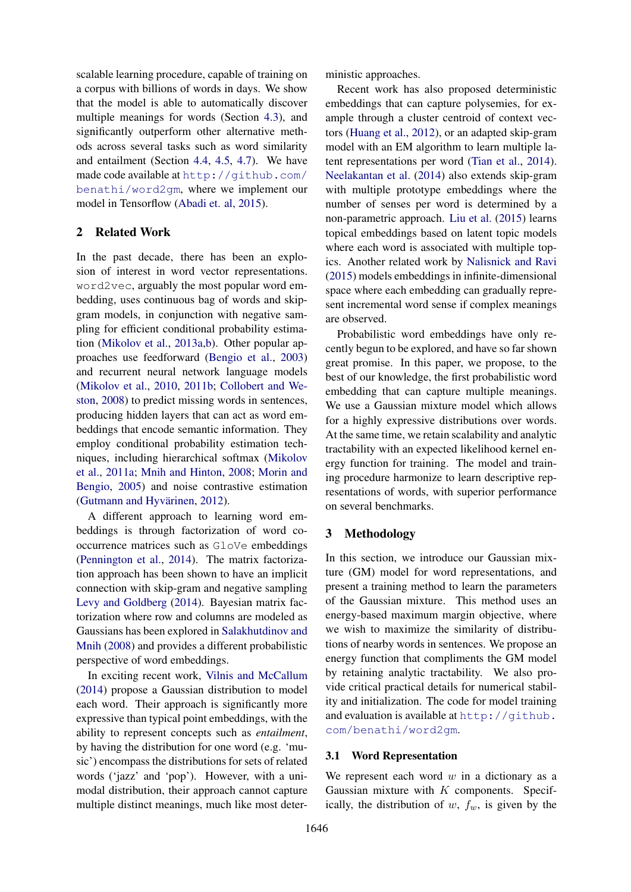scalable learning procedure, capable of training on a corpus with billions of words in days. We show that the model is able to automatically discover multiple meanings for words (Section 4.3), and significantly outperform other alternative methods across several tasks such as word similarity and entailment (Section 4.4, 4.5, 4.7). We have made code available at http://github.com/benathi/word2gm, where we implement our model in Tensorflow (Abadi et. al, 2015).

## 2 Related Work

In the past decade, there has been an explosion of interest in word vector representations. `word2vec`, arguably the most popular word embedding, uses continuous bag of words and skip-gram models, in conjunction with negative sampling for efficient conditional probability estimation (Mikolov et al., 2013a,b). Other popular approaches use feedforward (Bengio et al., 2003) and recurrent neural network language models (Mikolov et al., 2010, 2011b; Collobert and Weston, 2008) to predict missing words in sentences, producing hidden layers that can act as word embeddings that encode semantic information. They employ conditional probability estimation techniques, including hierarchical softmax (Mikolov et al., 2011a; Mnih and Hinton, 2008; Morin and Bengio, 2005) and noise contrastive estimation (Gutmann and Hyvärinen, 2012).

A different approach to learning word embeddings is through factorization of word co-occurrence matrices such as `GloVe` embeddings (Pennington et al., 2014). The matrix factorization approach has been shown to have an implicit connection with skip-gram and negative sampling Levy and Goldberg (2014). Bayesian matrix factorization where row and columns are modeled as Gaussians has been explored in Salakhutdinov and Mnih (2008) and provides a different probabilistic perspective of word embeddings.

In exciting recent work, Vilnis and McCallum (2014) propose a Gaussian distribution to model each word. Their approach is significantly more expressive than typical point embeddings, with the ability to represent concepts such as *entailment*, by having the distribution for one word (e.g. 'music') encompass the distributions for sets of related words ('jazz' and 'pop'). However, with a unimodal distribution, their approach cannot capture multiple distinct meanings, much like most deterministic approaches.

Recent work has also proposed deterministic embeddings that can capture polysemies, for example through a cluster centroid of context vectors (Huang et al., 2012), or an adapted skip-gram model with an EM algorithm to learn multiple latent representations per word (Tian et al., 2014). Neelakantan et al. (2014) also extends skip-gram with multiple prototype embeddings where the number of senses per word is determined by a non-parametric approach. Liu et al. (2015) learns topical embeddings based on latent topic models where each word is associated with multiple topics. Another related work by Nalisnick and Ravi (2015) models embeddings in infinite-dimensional space where each embedding can gradually represent incremental word sense if complex meanings are observed.

Probabilistic word embeddings have only recently begun to be explored, and have so far shown great promise. In this paper, we propose, to the best of our knowledge, the first probabilistic word embedding that can capture multiple meanings. We use a Gaussian mixture model which allows for a highly expressive distributions over words. At the same time, we retain scalability and analytic tractability with an expected likelihood kernel energy function for training. The model and training procedure harmonize to learn descriptive representations of words, with superior performance on several benchmarks.

## 3 Methodology

In this section, we introduce our Gaussian mixture (GM) model for word representations, and present a training method to learn the parameters of the Gaussian mixture. This method uses an energy-based maximum margin objective, where we wish to maximize the similarity of distributions of nearby words in sentences. We propose an energy function that compliments the GM model by retaining analytic tractability. We also provide critical practical details for numerical stability and initialization. The code for model training and evaluation is available at http://github.com/benathi/word2gm.

### 3.1 Word Representation

We represent each word $w$ in a dictionary as a Gaussian mixture with $K$ components. Specifically, the distribution of $w$, $f_w$, is given by the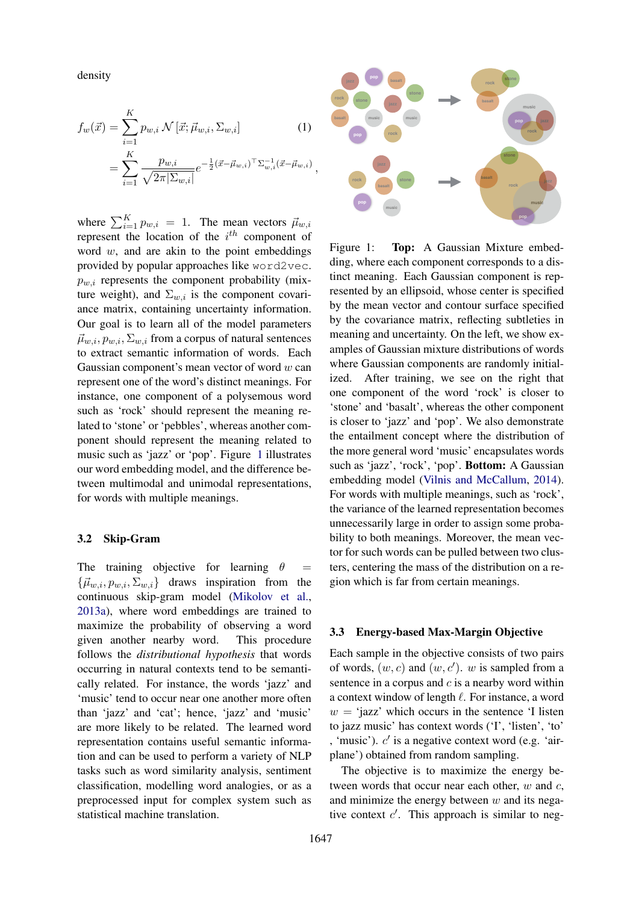density

$$f_w(\vec{x}) = \sum_{i=1}^{K} p_{w,i}\, \mathcal{N}\left[\vec{x}; \vec{\mu}_{w,i}, \Sigma_{w,i}\right] \quad (1)$$

$$= \sum_{i=1}^{K} \frac{p_{w,i}}{\sqrt{2\pi|\Sigma_{w,i}|}} e^{-\frac{1}{2}(\vec{x}-\vec{\mu}_{w,i})^\top \Sigma_{w,i}^{-1}(\vec{x}-\vec{\mu}_{w,i})},$$

where $\sum_{i=1}^{K} p_{w,i} = 1$. The mean vectors $\vec{\mu}_{w,i}$ represent the location of the $i^{th}$ component of word $w$, and are akin to the point embeddings provided by popular approaches like `word2vec`. $p_{w,i}$ represents the component probability (mixture weight), and $\Sigma_{w,i}$ is the component covariance matrix, containing uncertainty information. Our goal is to learn all of the model parameters $\vec{\mu}_{w,i}, p_{w,i}, \Sigma_{w,i}$ from a corpus of natural sentences to extract semantic information of words. Each Gaussian component's mean vector of word $w$ can represent one of the word's distinct meanings. For instance, one component of a polysemous word such as 'rock' should represent the meaning related to 'stone' or 'pebbles', whereas another component should represent the meaning related to music such as 'jazz' or 'pop'. Figure 1 illustrates our word embedding model, and the difference between multimodal and unimodal representations, for words with multiple meanings.

Figure 1: **Top:** A Gaussian Mixture embedding, where each component corresponds to a distinct meaning. Each Gaussian component is represented by an ellipsoid, whose center is specified by the mean vector and contour surface specified by the covariance matrix, reflecting subtleties in meaning and uncertainty. On the left, we show examples of Gaussian mixture distributions of words where Gaussian components are randomly initialized. After training, we see on the right that one component of the word 'rock' is closer to 'stone' and 'basalt', whereas the other component is closer to 'jazz' and 'pop'. We also demonstrate the entailment concept where the distribution of the more general word 'music' encapsulates words such as 'jazz', 'rock', 'pop'. **Bottom:** A Gaussian embedding model (Vilnis and McCallum, 2014). For words with multiple meanings, such as 'rock', the variance of the learned representation becomes unnecessarily large in order to assign some probability to both meanings. Moreover, the mean vector for such words can be pulled between two clusters, centering the mass of the distribution on a region which is far from certain meanings.

### 3.2 Skip-Gram

The training objective for learning $\theta = \{\vec{\mu}_{w,i}, p_{w,i}, \Sigma_{w,i}\}$ draws inspiration from the continuous skip-gram model (Mikolov et al., 2013a), where word embeddings are trained to maximize the probability of observing a word given another nearby word. This procedure follows the *distributional hypothesis* that words occurring in natural contexts tend to be semantically related. For instance, the words 'jazz' and 'music' tend to occur near one another more often than 'jazz' and 'cat'; hence, 'jazz' and 'music' are more likely to be related. The learned word representation contains useful semantic information and can be used to perform a variety of NLP tasks such as word similarity analysis, sentiment classification, modelling word analogies, or as a preprocessed input for complex system such as statistical machine translation.

### 3.3 Energy-based Max-Margin Objective

Each sample in the objective consists of two pairs of words, $(w, c)$ and $(w, c')$. $w$ is sampled from a sentence in a corpus and $c$ is a nearby word within a context window of length $\ell$. For instance, a word $w$ = 'jazz' which occurs in the sentence 'I listen to jazz music' has context words ('I', 'listen', 'to' , 'music'). $c'$ is a negative context word (e.g. 'airplane') obtained from random sampling.

The objective is to maximize the energy between words that occur near each other, $w$ and $c$, and minimize the energy between $w$ and its negative context $c'$. This approach is similar to neg-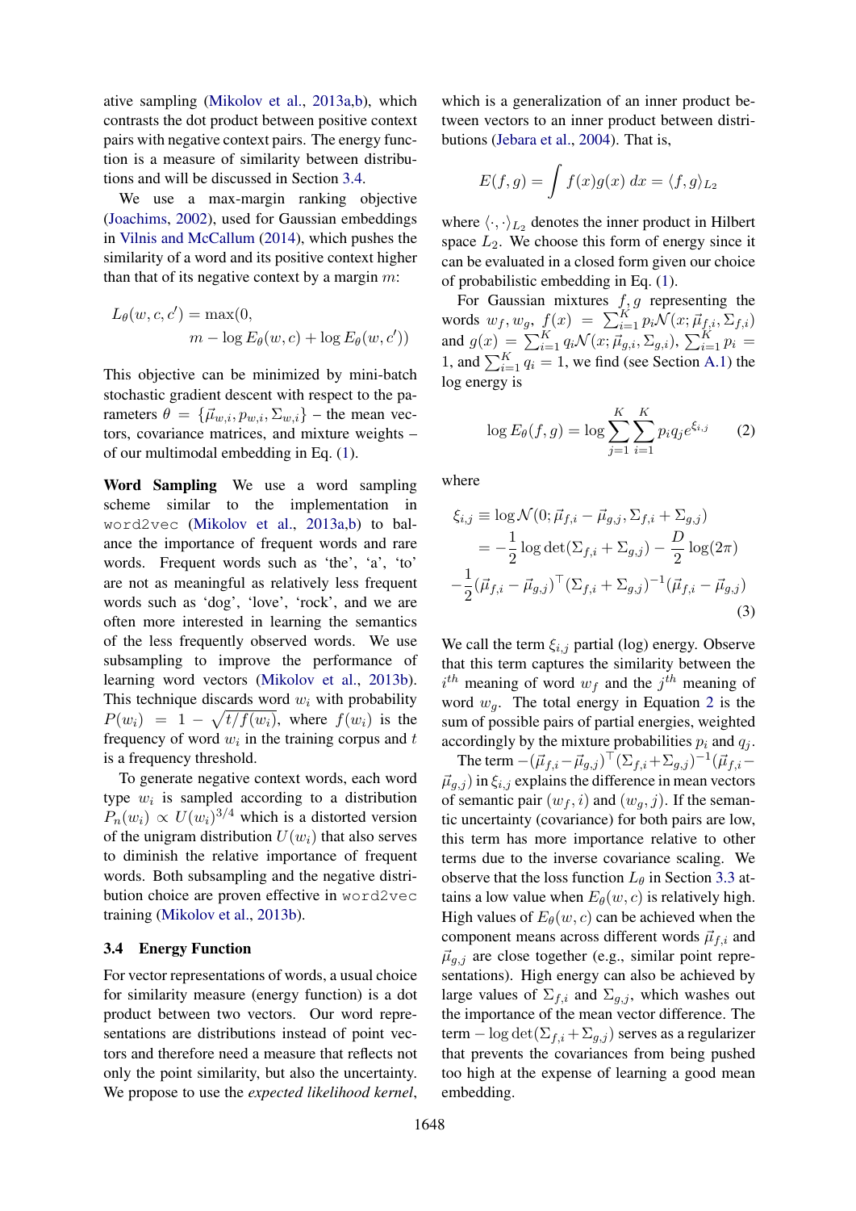ative sampling (Mikolov et al., 2013a,b), which contrasts the dot product between positive context pairs with negative context pairs. The energy function is a measure of similarity between distributions and will be discussed in Section 3.4.

We use a max-margin ranking objective (Joachims, 2002), used for Gaussian embeddings in Vilnis and McCallum (2014), which pushes the similarity of a word and its positive context higher than that of its negative context by a margin $m$:

$$L_\theta(w, c, c') = \max(0, \\ m - \log E_\theta(w, c) + \log E_\theta(w, c'))$$

This objective can be minimized by mini-batch stochastic gradient descent with respect to the parameters $\theta = \{\vec{\mu}_{w,i}, p_{w,i}, \Sigma_{w,i}\}$ – the mean vectors, covariance matrices, and mixture weights – of our multimodal embedding in Eq. (1).

**Word Sampling** We use a word sampling scheme similar to the implementation in `word2vec` (Mikolov et al., 2013a,b) to balance the importance of frequent words and rare words. Frequent words such as 'the', 'a', 'to' are not as meaningful as relatively less frequent words such as 'dog', 'love', 'rock', and we are often more interested in learning the semantics of the less frequently observed words. We use subsampling to improve the performance of learning word vectors (Mikolov et al., 2013b). This technique discards word $w_i$ with probability $P(w_i) = 1 - \sqrt{t/f(w_i)}$, where $f(w_i)$ is the frequency of word $w_i$ in the training corpus and $t$ is a frequency threshold.

To generate negative context words, each word type $w_i$ is sampled according to a distribution $P_n(w_i) \propto U(w_i)^{3/4}$ which is a distorted version of the unigram distribution $U(w_i)$ that also serves to diminish the relative importance of frequent words. Both subsampling and the negative distribution choice are proven effective in `word2vec` training (Mikolov et al., 2013b).

### 3.4 Energy Function

For vector representations of words, a usual choice for similarity measure (energy function) is a dot product between two vectors. Our word representations are distributions instead of point vectors and therefore need a measure that reflects not only the point similarity, but also the uncertainty.

We propose to use the *expected likelihood kernel*, which is a generalization of an inner product between vectors to an inner product between distributions (Jebara et al., 2004). That is,

$$E(f, g) = \int f(x) g(x) \, dx = \langle f, g \rangle_{L_2}$$

where $\langle \cdot, \cdot \rangle_{L_2}$ denotes the inner product in Hilbert space $L_2$. We choose this form of energy since it can be evaluated in a closed form given our choice of probabilistic embedding in Eq. (1).

For Gaussian mixtures $f, g$ representing the words $w_f, w_g$, $f(x) = \sum_{i=1}^{K} p_i \mathcal{N}(x; \vec{\mu}_{f,i}, \Sigma_{f,i})$ and $g(x) = \sum_{i=1}^{K} q_i \mathcal{N}(x; \vec{\mu}_{g,i}, \Sigma_{g,i})$, $\sum_{i=1}^{K} p_i = 1$, and $\sum_{i=1}^{K} q_i = 1$, we find (see Section A.1) the log energy is

$$\log E_\theta(f, g) = \log \sum_{j=1}^{K} \sum_{i=1}^{K} p_i q_j e^{\xi_{i,j}} \tag{2}$$

where

$$\begin{aligned} \xi_{i,j} &\equiv \log \mathcal{N}(0; \vec{\mu}_{f,i} - \vec{\mu}_{g,j}, \Sigma_{f,i} + \Sigma_{g,j}) \\ &= -\frac{1}{2} \log \det(\Sigma_{f,i} + \Sigma_{g,j}) - \frac{D}{2} \log(2\pi) \\ &- \frac{1}{2} (\vec{\mu}_{f,i} - \vec{\mu}_{g,j})^\top (\Sigma_{f,i} + \Sigma_{g,j})^{-1} (\vec{\mu}_{f,i} - \vec{\mu}_{g,j}) \end{aligned} \tag{3}$$

We call the term $\xi_{i,j}$ partial (log) energy. Observe that this term captures the similarity between the $i^{th}$ meaning of word $w_f$ and the $j^{th}$ meaning of word $w_g$. The total energy in Equation 2 is the sum of possible pairs of partial energies, weighted accordingly by the mixture probabilities $p_i$ and $q_j$.

The term $-(\vec{\mu}_{f,i} - \vec{\mu}_{g,j})^\top (\Sigma_{f,i} + \Sigma_{g,j})^{-1} (\vec{\mu}_{f,i} - \vec{\mu}_{g,j})$ in $\xi_{i,j}$ explains the difference in mean vectors of semantic pair $(w_f, i)$ and $(w_g, j)$. If the semantic uncertainty (covariance) for both pairs are low, this term has more importance relative to other terms due to the inverse covariance scaling. We observe that the loss function $L_\theta$ in Section 3.3 attains a low value when $E_\theta(w, c)$ is relatively high. High values of $E_\theta(w, c)$ can be achieved when the component means across different words $\vec{\mu}_{f,i}$ and $\vec{\mu}_{g,j}$ are close together (e.g., similar point representations). High energy can also be achieved by large values of $\Sigma_{f,i}$ and $\Sigma_{g,j}$, which washes out the importance of the mean vector difference. The term $-\log \det(\Sigma_{f,i} + \Sigma_{g,j})$ serves as a regularizer that prevents the covariances from being pushed too high at the expense of learning a good mean embedding.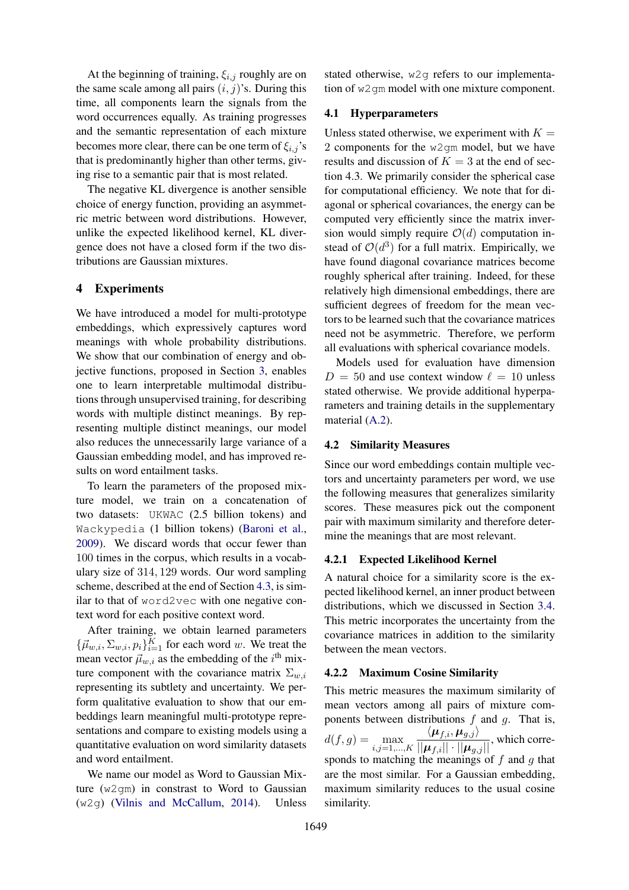At the beginning of training, $\xi_{i,j}$ roughly are on the same scale among all pairs $(i, j)$'s. During this time, all components learn the signals from the word occurrences equally. As training progresses and the semantic representation of each mixture becomes more clear, there can be one term of $\xi_{i,j}$'s that is predominantly higher than other terms, giving rise to a semantic pair that is most related.

The negative KL divergence is another sensible choice of energy function, providing an asymmetric metric between word distributions. However, unlike the expected likelihood kernel, KL divergence does not have a closed form if the two distributions are Gaussian mixtures.

# 4 Experiments

We have introduced a model for multi-prototype embeddings, which expressively captures word meanings with whole probability distributions. We show that our combination of energy and objective functions, proposed in Section 3, enables one to learn interpretable multimodal distributions through unsupervised training, for describing words with multiple distinct meanings. By representing multiple distinct meanings, our model also reduces the unnecessarily large variance of a Gaussian embedding model, and has improved results on word entailment tasks.

To learn the parameters of the proposed mixture model, we train on a concatenation of two datasets: `UKWAC` (2.5 billion tokens) and `Wackypedia` (1 billion tokens) (Baroni et al., 2009). We discard words that occur fewer than 100 times in the corpus, which results in a vocabulary size of $314,129$ words. Our word sampling scheme, described at the end of Section 4.3, is similar to that of `word2vec` with one negative context word for each positive context word.

After training, we obtain learned parameters $\{\vec{\mu}_{w,i}, \Sigma_{w,i}, p_i\}_{i=1}^K$ for each word $w$. We treat the mean vector $\vec{\mu}_{w,i}$ as the embedding of the $i^{\text{th}}$ mixture component with the covariance matrix $\Sigma_{w,i}$ representing its subtlety and uncertainty. We perform qualitative evaluation to show that our embeddings learn meaningful multi-prototype representations and compare to existing models using a quantitative evaluation on word similarity datasets and word entailment.

We name our model as Word to Gaussian Mixture (`w2gm`) in constrast to Word to Gaussian (`w2g`) (Vilnis and McCallum, 2014). Unless stated otherwise, `w2g` refers to our implementation of `w2gm` model with one mixture component.

## 4.1 Hyperparameters

Unless stated otherwise, we experiment with $K = 2$ components for the `w2gm` model, but we have results and discussion of $K = 3$ at the end of section 4.3. We primarily consider the spherical case for computational efficiency. We note that for diagonal or spherical covariances, the energy can be computed very efficiently since the matrix inversion would simply require $\mathcal{O}(d)$ computation instead of $\mathcal{O}(d^3)$ for a full matrix. Empirically, we have found diagonal covariance matrices become roughly spherical after training. Indeed, for these relatively high dimensional embeddings, there are sufficient degrees of freedom for the mean vectors to be learned such that the covariance matrices need not be asymmetric. Therefore, we perform all evaluations with spherical covariance models.

Models used for evaluation have dimension $D = 50$ and use context window $\ell = 10$ unless stated otherwise. We provide additional hyperparameters and training details in the supplementary material (A.2).

## 4.2 Similarity Measures

Since our word embeddings contain multiple vectors and uncertainty parameters per word, we use the following measures that generalizes similarity scores. These measures pick out the component pair with maximum similarity and therefore determine the meanings that are most relevant.

### 4.2.1 Expected Likelihood Kernel

A natural choice for a similarity score is the expected likelihood kernel, an inner product between distributions, which we discussed in Section 3.4. This metric incorporates the uncertainty from the covariance matrices in addition to the similarity between the mean vectors.

### 4.2.2 Maximum Cosine Similarity

This metric measures the maximum similarity of mean vectors among all pairs of mixture components between distributions $f$ and $g$. That is, $d(f, g) = \max_{i,j=1,\ldots,K} \frac{\langle \boldsymbol{\mu}_{f,i}, \boldsymbol{\mu}_{g,j} \rangle}{||\boldsymbol{\mu}_{f,i}|| \cdot ||\boldsymbol{\mu}_{g,j}||}$, which corresponds to matching the meanings of $f$ and $g$ that are the most similar. For a Gaussian embedding, maximum similarity reduces to the usual cosine similarity.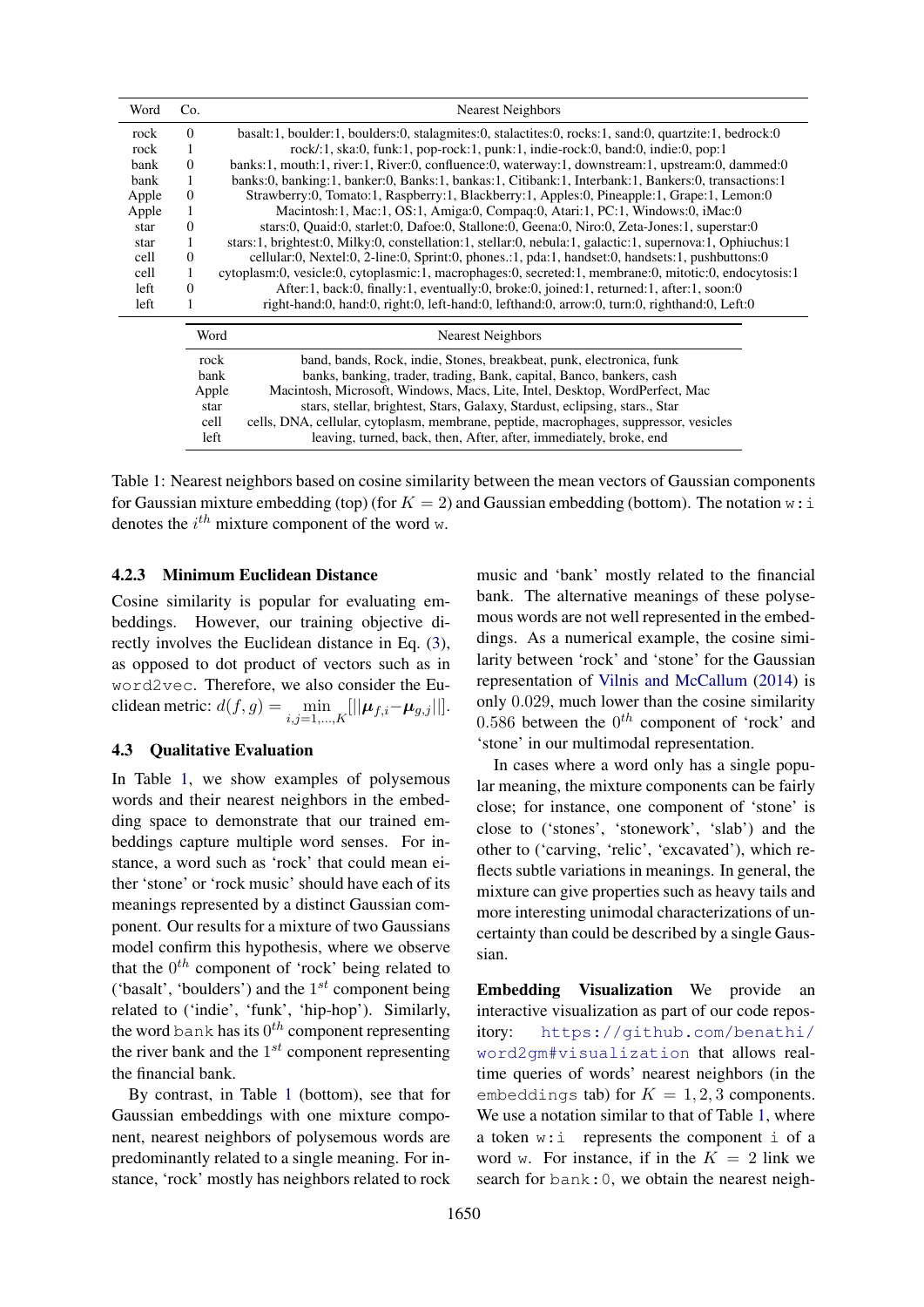| Word | Co. | Nearest Neighbors |
|---|---|---|
| rock | 0 | basalt:1, boulder:1, boulders:0, stalagmites:0, stalactites:0, rocks:1, sand:0, quartzite:1, bedrock:0 |
| rock | 1 | rock/:1, ska:0, funk:1, pop-rock:1, punk:1, indie-rock:0, band:0, indie:0, pop:1 |
| bank | 0 | banks:1, mouth:1, river:1, River:0, confluence:0, waterway:1, downstream:1, upstream:0, dammed:0 |
| bank | 1 | banks:0, banking:1, banker:0, Banks:1, bankas:1, Citibank:1, Interbank:1, Bankers:0, transactions:1 |
| Apple | 0 | Strawberry:0, Tomato:1, Raspberry:1, Blackberry:1, Apples:0, Pineapple:1, Grape:1, Lemon:0 |
| Apple | 1 | Macintosh:1, Mac:1, OS:1, Amiga:0, Compaq:0, Atari:1, PC:1, Windows:0, iMac:0 |
| star | 0 | stars:0, Quaid:0, starlet:0, Dafoe:0, Stallone:0, Geena:0, Niro:0, Zeta-Jones:1, superstar:0 |
| star | 1 | stars:1, brightest:0, Milky:0, constellation:1, stellar:0, nebula:1, galactic:1, supernova:1, Ophiuchus:1 |
| cell | 0 | cellular:0, Nextel:0, 2-line:0, Sprint:0, phones.:1, pda:1, handset:0, handsets:1, pushbuttons:0 |
| cell | 1 | cytoplasm:0, vesicle:0, cytoplasmic:1, macrophages:0, secreted:1, membrane:0, mitotic:0, endocytosis:1 |
| left | 0 | After:1, back:0, finally:1, eventually:0, broke:0, joined:1, returned:1, after:1, soon:0 |
| left | 1 | right-hand:0, hand:0, right:0, left-hand:0, lefthand:0, arrow:0, turn:0, righthand:0, Left:0 |

| Word | Nearest Neighbors |
|---|---|
| rock | band, bands, Rock, indie, Stones, breakbeat, punk, electronica, funk |
| bank | banks, banking, trader, trading, Bank, capital, Banco, bankers, cash |
| Apple | Macintosh, Microsoft, Windows, Macs, Lite, Intel, Desktop, WordPerfect, Mac |
| star | stars, stellar, brightest, Stars, Galaxy, Stardust, eclipsing, stars., Star |
| cell | cells, DNA, cellular, cytoplasm, membrane, peptide, macrophages, suppressor, vesicles |
| left | leaving, turned, back, then, After, after, immediately, broke, end |

Table 1: Nearest neighbors based on cosine similarity between the mean vectors of Gaussian components for Gaussian mixture embedding (top) (for $K = 2$) and Gaussian embedding (bottom). The notation `w:i` denotes the $i^{th}$ mixture component of the word `w`.

#### 4.2.3 Minimum Euclidean Distance

Cosine similarity is popular for evaluating embeddings. However, our training objective directly involves the Euclidean distance in Eq. (3), as opposed to dot product of vectors such as in `word2vec`. Therefore, we also consider the Euclidean metric: $d(f, g) = \min_{i,j=1,\ldots,K} [||\boldsymbol{\mu}_{f,i} - \boldsymbol{\mu}_{g,j}||]$.

### 4.3 Qualitative Evaluation

In Table 1, we show examples of polysemous words and their nearest neighbors in the embedding space to demonstrate that our trained embeddings capture multiple word senses. For instance, a word such as 'rock' that could mean either 'stone' or 'rock music' should have each of its meanings represented by a distinct Gaussian component. Our results for a mixture of two Gaussians model confirm this hypothesis, where we observe that the $0^{th}$ component of 'rock' being related to ('basalt', 'boulders') and the $1^{st}$ component being related to ('indie', 'funk', 'hip-hop'). Similarly, the word `bank` has its $0^{th}$ component representing the river bank and the $1^{st}$ component representing the financial bank.

By contrast, in Table 1 (bottom), see that for Gaussian embeddings with one mixture component, nearest neighbors of polysemous words are predominantly related to a single meaning. For instance, 'rock' mostly has neighbors related to rock music and 'bank' mostly related to the financial bank. The alternative meanings of these polysemous words are not well represented in the embeddings. As a numerical example, the cosine similarity between 'rock' and 'stone' for the Gaussian representation of Vilnis and McCallum (2014) is only 0.029, much lower than the cosine similarity 0.586 between the $0^{th}$ component of 'rock' and 'stone' in our multimodal representation.

In cases where a word only has a single popular meaning, the mixture components can be fairly close; for instance, one component of 'stone' is close to ('stones', 'stonework', 'slab') and the other to ('carving, 'relic', 'excavated'), which reflects subtle variations in meanings. In general, the mixture can give properties such as heavy tails and more interesting unimodal characterizations of uncertainty than could be described by a single Gaussian.

**Embedding Visualization** We provide an interactive visualization as part of our code repository: https://github.com/benathi/word2gm#visualization that allows real-time queries of words' nearest neighbors (in the `embeddings` tab) for $K = 1, 2, 3$ components. We use a notation similar to that of Table 1, where a token `w:i` represents the component `i` of a word `w`. For instance, if in the $K = 2$ link we search for `bank:0`, we obtain the nearest neigh-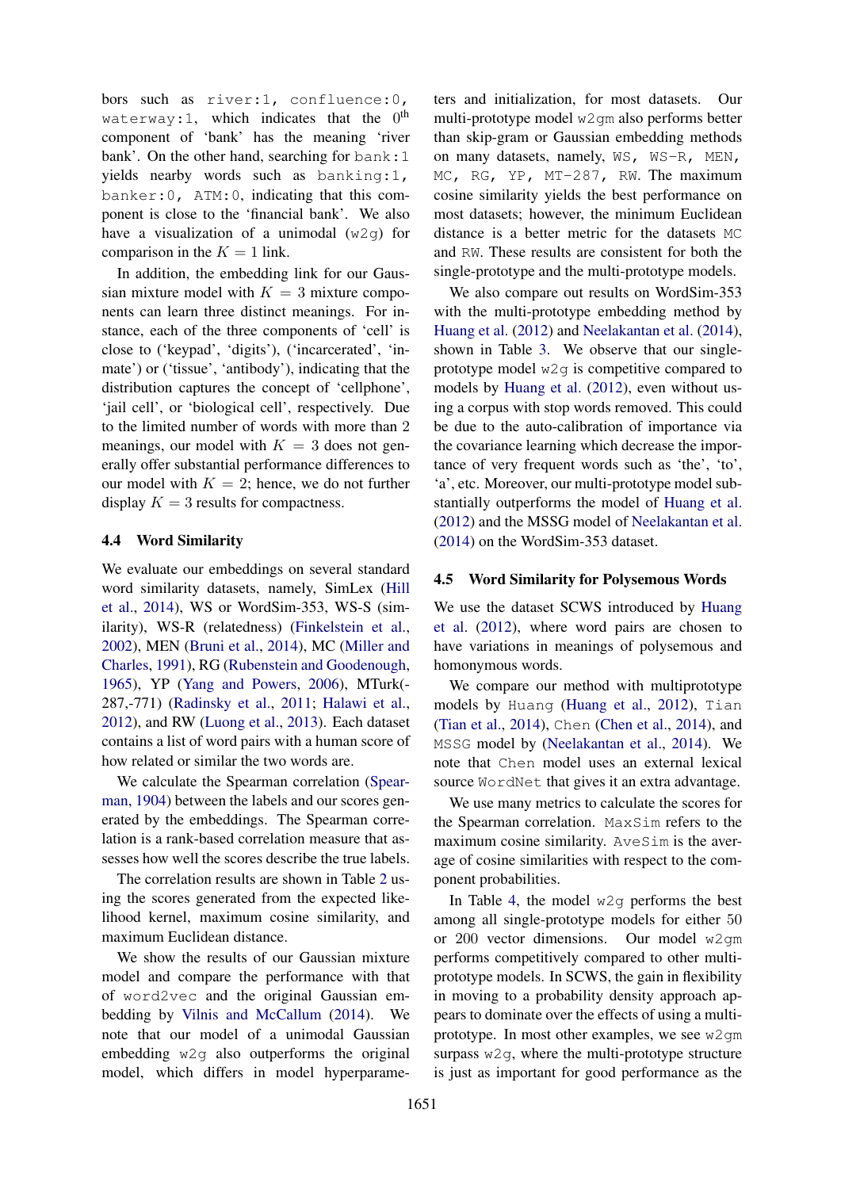bors such as `river:1`, `confluence:0`, `waterway:1`, which indicates that the $0^{\text{th}}$ component of 'bank' has the meaning 'river bank'. On the other hand, searching for `bank:1` yields nearby words such as `banking:1`, `banker:0`, `ATM:0`, indicating that this component is close to the 'financial bank'. We also have a visualization of a unimodal (`w2g`) for comparison in the $K = 1$ link.

In addition, the embedding link for our Gaussian mixture model with $K = 3$ mixture components can learn three distinct meanings. For instance, each of the three components of 'cell' is close to ('keypad', 'digits'), ('incarcerated', 'inmate') or ('tissue', 'antibody'), indicating that the distribution captures the concept of 'cellphone', 'jail cell', or 'biological cell', respectively. Due to the limited number of words with more than 2 meanings, our model with $K = 3$ does not generally offer substantial performance differences to our model with $K = 2$; hence, we do not further display $K = 3$ results for compactness.

### 4.4 Word Similarity

We evaluate our embeddings on several standard word similarity datasets, namely, SimLex (Hill et al., 2014), WS or WordSim-353, WS-S (similarity), WS-R (relatedness) (Finkelstein et al., 2002), MEN (Bruni et al., 2014), MC (Miller and Charles, 1991), RG (Rubenstein and Goodenough, 1965), YP (Yang and Powers, 2006), MTurk(-287,-771) (Radinsky et al., 2011; Halawi et al., 2012), and RW (Luong et al., 2013). Each dataset contains a list of word pairs with a human score of how related or similar the two words are.

We calculate the Spearman correlation (Spearman, 1904) between the labels and our scores generated by the embeddings. The Spearman correlation is a rank-based correlation measure that assesses how well the scores describe the true labels.

The correlation results are shown in Table 2 using the scores generated from the expected likelihood kernel, maximum cosine similarity, and maximum Euclidean distance.

We show the results of our Gaussian mixture model and compare the performance with that of `word2vec` and the original Gaussian embedding by Vilnis and McCallum (2014). We note that our model of a unimodal Gaussian embedding `w2g` also outperforms the original model, which differs in model hyperparameters and initialization, for most datasets. Our multi-prototype model `w2gm` also performs better than skip-gram or Gaussian embedding methods on many datasets, namely, `WS`, `WS-R`, `MEN`, `MC`, `RG`, `YP`, `MT-287`, `RW`. The maximum cosine similarity yields the best performance on most datasets; however, the minimum Euclidean distance is a better metric for the datasets `MC` and `RW`. These results are consistent for both the single-prototype and the multi-prototype models.

We also compare out results on WordSim-353 with the multi-prototype embedding method by Huang et al. (2012) and Neelakantan et al. (2014), shown in Table 3. We observe that our single-prototype model `w2g` is competitive compared to models by Huang et al. (2012), even without using a corpus with stop words removed. This could be due to the auto-calibration of importance via the covariance learning which decrease the importance of very frequent words such as 'the', 'to', 'a', etc. Moreover, our multi-prototype model substantially outperforms the model of Huang et al. (2012) and the MSSG model of Neelakantan et al. (2014) on the WordSim-353 dataset.

### 4.5 Word Similarity for Polysemous Words

We use the dataset SCWS introduced by Huang et al. (2012), where word pairs are chosen to have variations in meanings of polysemous and homonymous words.

We compare our method with multiprototype models by `Huang` (Huang et al., 2012), `Tian` (Tian et al., 2014), `Chen` (Chen et al., 2014), and `MSSG` model by (Neelakantan et al., 2014). We note that `Chen` model uses an external lexical source `WordNet` that gives it an extra advantage.

We use many metrics to calculate the scores for the Spearman correlation. `MaxSim` refers to the maximum cosine similarity. `AveSim` is the average of cosine similarities with respect to the component probabilities.

In Table 4, the model `w2g` performs the best among all single-prototype models for either 50 or 200 vector dimensions. Our model `w2gm` performs competitively compared to other multi-prototype models. In SCWS, the gain in flexibility in moving to a probability density approach appears to dominate over the effects of using a multi-prototype. In most other examples, we see `w2gm` surpass `w2g`, where the multi-prototype structure is just as important for good performance as the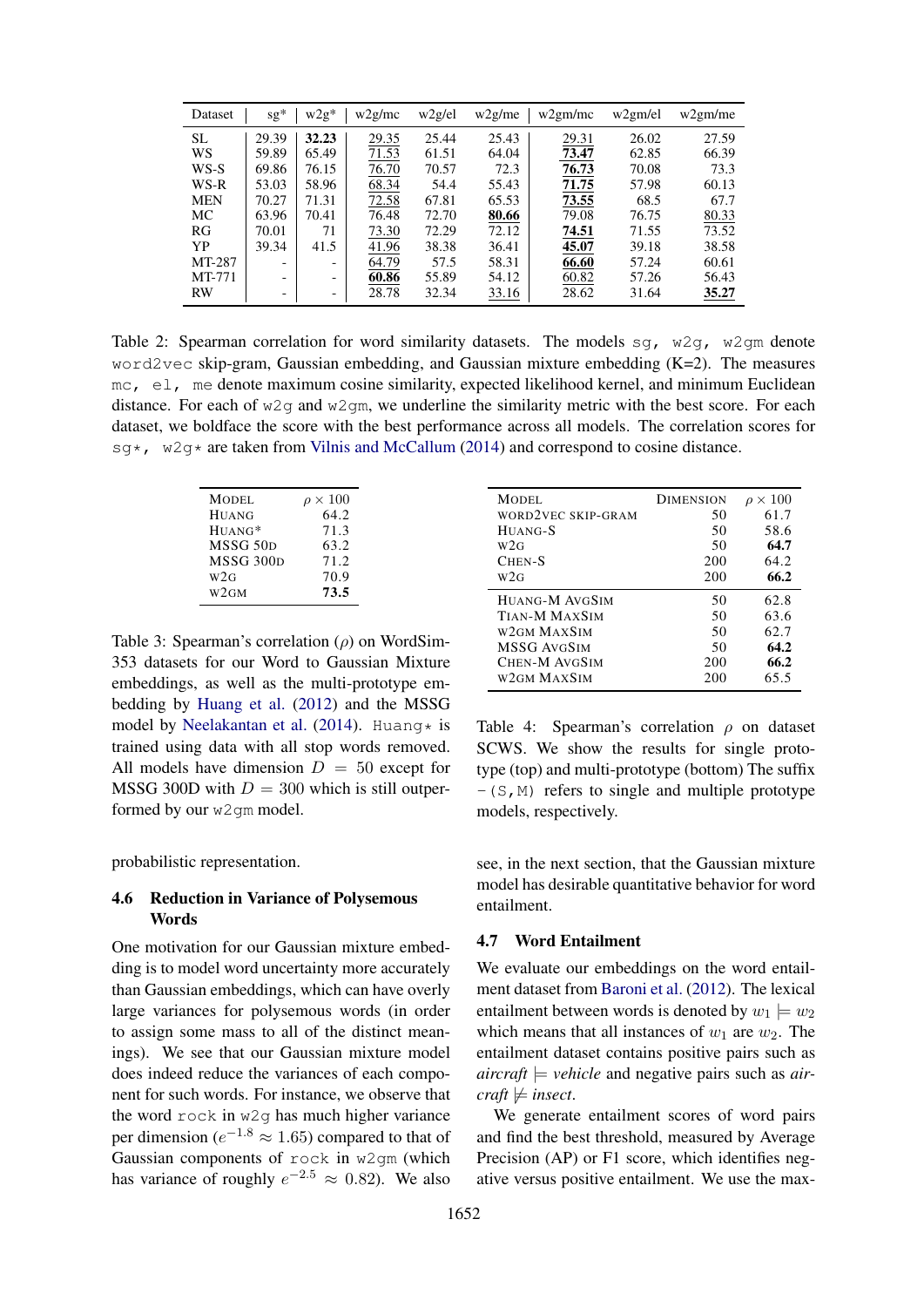| Dataset | sg* | w2g* | w2g/mc | w2g/el | w2g/me | w2gm/mc | w2gm/el | w2gm/me |
|---|---|---|---|---|---|---|---|---|
| SL | 29.39 | **32.23** | 29.35 | 25.44 | 25.43 | 29.31 | 26.02 | 27.59 |
| WS | 59.89 | 65.49 | 71.53 | 61.51 | 64.04 | **73.47** | 62.85 | 66.39 |
| WS-S | 69.86 | 76.15 | 76.70 | 70.57 | 72.3 | **76.73** | 70.08 | 73.3 |
| WS-R | 53.03 | 58.96 | 68.34 | 54.4 | 55.43 | **71.75** | 57.98 | 60.13 |
| MEN | 70.27 | 71.31 | 72.58 | 67.81 | 65.53 | **73.55** | 68.5 | 67.7 |
| MC | 63.96 | 70.41 | 76.48 | 72.70 | **80.66** | 79.08 | 76.75 | 80.33 |
| RG | 70.01 | 71 | 73.30 | 72.29 | 72.12 | **74.51** | 71.55 | 73.52 |
| YP | 39.34 | 41.5 | 41.96 | 38.38 | 36.41 | **45.07** | 39.18 | 38.58 |
| MT-287 | - | - | 64.79 | 57.5 | 58.31 | **66.60** | 57.24 | 60.61 |
| MT-771 | - | - | **60.86** | 55.89 | 54.12 | 60.82 | 57.26 | 56.43 |
| RW | - | - | 28.78 | 32.34 | 33.16 | 28.62 | 31.64 | **35.27** |

Table 2: Spearman correlation for word similarity datasets. The models `sg`, `w2g`, `w2gm` denote `word2vec` skip-gram, Gaussian embedding, and Gaussian mixture embedding (K=2). The measures `mc`, `el`, `me` denote maximum cosine similarity, expected likelihood kernel, and minimum Euclidean distance. For each of `w2g` and `w2gm`, we underline the similarity metric with the best score. For each dataset, we boldface the score with the best performance across all models. The correlation scores for `sg*`, `w2g*` are taken from Vilnis and McCallum (2014) and correspond to cosine distance.

| Model | $\rho \times 100$ |
|---|---|
| Huang | 64.2 |
| Huang* | 71.3 |
| MSSG 50d | 63.2 |
| MSSG 300d | 71.2 |
| w2g | 70.9 |
| w2gm | **73.5** |

Table 3: Spearman's correlation ($\rho$) on WordSim-353 datasets for our Word to Gaussian Mixture embeddings, as well as the multi-prototype embedding by Huang et al. (2012) and the MSSG model by Neelakantan et al. (2014). `Huang*` is trained using data with all stop words removed. All models have dimension $D = 50$ except for MSSG 300D with $D = 300$ which is still outperformed by our `w2gm` model.

| Model | Dimension | $\rho \times 100$ |
|---|---|---|
| word2vec skip-gram | 50 | 61.7 |
| Huang-S | 50 | 58.6 |
| w2g | 50 | **64.7** |
| Chen-S | 200 | 64.2 |
| w2g | 200 | **66.2** |
| Huang-M AvgSim | 50 | 62.8 |
| Tian-M MaxSim | 50 | 63.6 |
| w2gm MaxSim | 50 | 62.7 |
| MSSG AvgSim | 50 | **64.2** |
| Chen-M AvgSim | 200 | **66.2** |
| w2gm MaxSim | 200 | 65.5 |

Table 4: Spearman's correlation $\rho$ on dataset SCWS. We show the results for single prototype (top) and multi-prototype (bottom) The suffix `-(S,M)` refers to single and multiple prototype models, respectively.

probabilistic representation.

### 4.6 Reduction in Variance of Polysemous Words

One motivation for our Gaussian mixture embedding is to model word uncertainty more accurately than Gaussian embeddings, which can have overly large variances for polysemous words (in order to assign some mass to all of the distinct meanings). We see that our Gaussian mixture model does indeed reduce the variances of each component for such words. For instance, we observe that the word `rock` in `w2g` has much higher variance per dimension ($e^{-1.8} \approx 1.65$) compared to that of Gaussian components of `rock` in `w2gm` (which has variance of roughly $e^{-2.5} \approx 0.82$). We also see, in the next section, that the Gaussian mixture model has desirable quantitative behavior for word entailment.

### 4.7 Word Entailment

We evaluate our embeddings on the word entailment dataset from Baroni et al. (2012). The lexical entailment between words is denoted by $w_1 \models w_2$ which means that all instances of $w_1$ are $w_2$. The entailment dataset contains positive pairs such as *aircraft* $\models$ *vehicle* and negative pairs such as *aircraft* $\not\models$ *insect*.

We generate entailment scores of word pairs and find the best threshold, measured by Average Precision (AP) or F1 score, which identifies negative versus positive entailment. We use the max-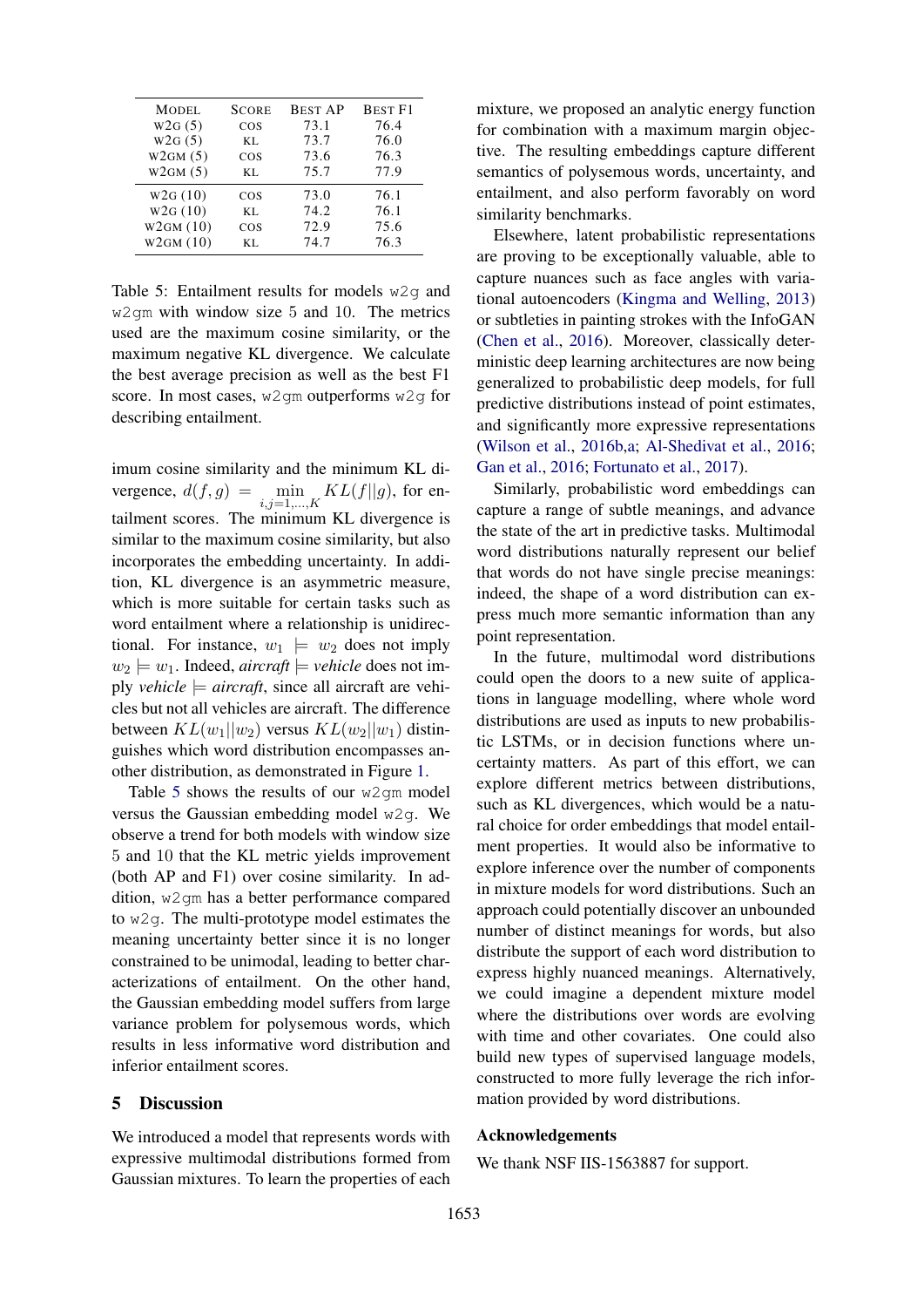| Model | Score | Best AP | Best F1 |
|---|---|---|---|
| w2g (5) | cos | 73.1 | 76.4 |
| w2g (5) | KL | 73.7 | 76.0 |
| w2gm (5) | cos | 73.6 | 76.3 |
| w2gm (5) | KL | 75.7 | 77.9 |
| w2g (10) | cos | 73.0 | 76.1 |
| w2g (10) | KL | 74.2 | 76.1 |
| w2gm (10) | cos | 72.9 | 75.6 |
| w2gm (10) | KL | 74.7 | 76.3 |

Table 5: Entailment results for models `w2g` and `w2gm` with window size 5 and 10. The metrics used are the maximum cosine similarity, or the maximum negative KL divergence. We calculate the best average precision as well as the best F1 score. In most cases, `w2gm` outperforms `w2g` for describing entailment.

imum cosine similarity and the minimum KL divergence, $d(f, g) = \min_{i,j=1,\ldots,K} KL(f||g)$, for entailment scores. The minimum KL divergence is similar to the maximum cosine similarity, but also incorporates the embedding uncertainty. In addition, KL divergence is an asymmetric measure, which is more suitable for certain tasks such as word entailment where a relationship is unidirectional. For instance, $w_1 \models w_2$ does not imply $w_2 \models w_1$. Indeed, *aircraft* $\models$ *vehicle* does not imply *vehicle* $\models$ *aircraft*, since all aircraft are vehicles but not all vehicles are aircraft. The difference between $KL(w_1||w_2)$ versus $KL(w_2||w_1)$ distinguishes which word distribution encompasses another distribution, as demonstrated in Figure 1.

Table 5 shows the results of our `w2gm` model versus the Gaussian embedding model `w2g`. We observe a trend for both models with window size 5 and 10 that the KL metric yields improvement (both AP and F1) over cosine similarity. In addition, `w2gm` has a better performance compared to `w2g`. The multi-prototype model estimates the meaning uncertainty better since it is no longer constrained to be unimodal, leading to better characterizations of entailment. On the other hand, the Gaussian embedding model suffers from large variance problem for polysemous words, which results in less informative word distribution and inferior entailment scores.

## 5 Discussion

We introduced a model that represents words with expressive multimodal distributions formed from Gaussian mixtures. To learn the properties of each mixture, we proposed an analytic energy function for combination with a maximum margin objective. The resulting embeddings capture different semantics of polysemous words, uncertainty, and entailment, and also perform favorably on word similarity benchmarks.

Elsewhere, latent probabilistic representations are proving to be exceptionally valuable, able to capture nuances such as face angles with variational autoencoders (Kingma and Welling, 2013) or subtleties in painting strokes with the InfoGAN (Chen et al., 2016). Moreover, classically deterministic deep learning architectures are now being generalized to probabilistic deep models, for full predictive distributions instead of point estimates, and significantly more expressive representations (Wilson et al., 2016b,a; Al-Shedivat et al., 2016; Gan et al., 2016; Fortunato et al., 2017).

Similarly, probabilistic word embeddings can capture a range of subtle meanings, and advance the state of the art in predictive tasks. Multimodal word distributions naturally represent our belief that words do not have single precise meanings: indeed, the shape of a word distribution can express much more semantic information than any point representation.

In the future, multimodal word distributions could open the doors to a new suite of applications in language modelling, where whole word distributions are used as inputs to new probabilistic LSTMs, or in decision functions where uncertainty matters. As part of this effort, we can explore different metrics between distributions, such as KL divergences, which would be a natural choice for order embeddings that model entailment properties. It would also be informative to explore inference over the number of components in mixture models for word distributions. Such an approach could potentially discover an unbounded number of distinct meanings for words, but also distribute the support of each word distribution to express highly nuanced meanings. Alternatively, we could imagine a dependent mixture model where the distributions over words are evolving with time and other covariates. One could also build new types of supervised language models, constructed to more fully leverage the rich information provided by word distributions.

### Acknowledgements

We thank NSF IIS-1563887 for support.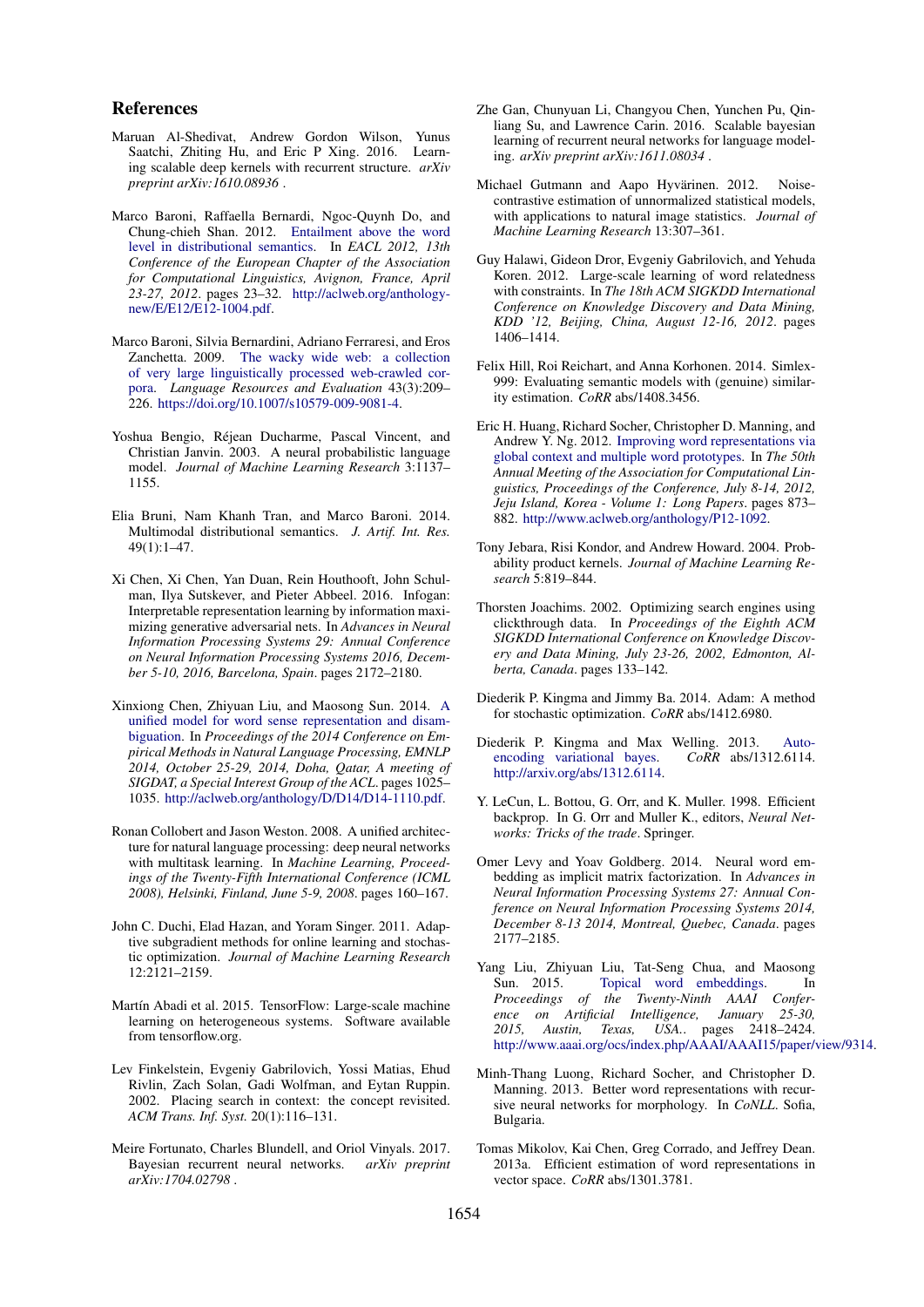## References

Maruan Al-Shedivat, Andrew Gordon Wilson, Yunus Saatchi, Zhiting Hu, and Eric P Xing. 2016. Learning scalable deep kernels with recurrent structure. *arXiv preprint arXiv:1610.08936* .

Marco Baroni, Raffaella Bernardi, Ngoc-Quynh Do, and Chung-chieh Shan. 2012. Entailment above the word level in distributional semantics. In *EACL 2012, 13th Conference of the European Chapter of the Association for Computational Linguistics, Avignon, France, April 23-27, 2012*. pages 23–32. http://aclweb.org/anthology-new/E/E12/E12-1004.pdf.

Marco Baroni, Silvia Bernardini, Adriano Ferraresi, and Eros Zanchetta. 2009. The wacky wide web: a collection of very large linguistically processed web-crawled corpora. *Language Resources and Evaluation* 43(3):209–226. https://doi.org/10.1007/s10579-009-9081-4.

Yoshua Bengio, Réjean Ducharme, Pascal Vincent, and Christian Janvin. 2003. A neural probabilistic language model. *Journal of Machine Learning Research* 3:1137–1155.

Elia Bruni, Nam Khanh Tran, and Marco Baroni. 2014. Multimodal distributional semantics. *J. Artif. Int. Res.* 49(1):1–47.

Xi Chen, Xi Chen, Yan Duan, Rein Houthooft, John Schulman, Ilya Sutskever, and Pieter Abbeel. 2016. Infogan: Interpretable representation learning by information maximizing generative adversarial nets. In *Advances in Neural Information Processing Systems 29: Annual Conference on Neural Information Processing Systems 2016, December 5-10, 2016, Barcelona, Spain*. pages 2172–2180.

Xinxiong Chen, Zhiyuan Liu, and Maosong Sun. 2014. A unified model for word sense representation and disambiguation. In *Proceedings of the 2014 Conference on Empirical Methods in Natural Language Processing, EMNLP 2014, October 25-29, 2014, Doha, Qatar, A meeting of SIGDAT, a Special Interest Group of the ACL*. pages 1025–1035. http://aclweb.org/anthology/D/D14/D14-1110.pdf.

Ronan Collobert and Jason Weston. 2008. A unified architecture for natural language processing: deep neural networks with multitask learning. In *Machine Learning, Proceedings of the Twenty-Fifth International Conference (ICML 2008), Helsinki, Finland, June 5-9, 2008*. pages 160–167.

John C. Duchi, Elad Hazan, and Yoram Singer. 2011. Adaptive subgradient methods for online learning and stochastic optimization. *Journal of Machine Learning Research* 12:2121–2159.

Martín Abadi et al. 2015. TensorFlow: Large-scale machine learning on heterogeneous systems. Software available from tensorflow.org.

Lev Finkelstein, Evgeniy Gabrilovich, Yossi Matias, Ehud Rivlin, Zach Solan, Gadi Wolfman, and Eytan Ruppin. 2002. Placing search in context: the concept revisited. *ACM Trans. Inf. Syst.* 20(1):116–131.

Meire Fortunato, Charles Blundell, and Oriol Vinyals. 2017. Bayesian recurrent neural networks. *arXiv preprint arXiv:1704.02798* .

Zhe Gan, Chunyuan Li, Changyou Chen, Yunchen Pu, Qinliang Su, and Lawrence Carin. 2016. Scalable bayesian learning of recurrent neural networks for language modeling. *arXiv preprint arXiv:1611.08034* .

Michael Gutmann and Aapo Hyvärinen. 2012. Noise-contrastive estimation of unnormalized statistical models, with applications to natural image statistics. *Journal of Machine Learning Research* 13:307–361.

Guy Halawi, Gideon Dror, Evgeniy Gabrilovich, and Yehuda Koren. 2012. Large-scale learning of word relatedness with constraints. In *The 18th ACM SIGKDD International Conference on Knowledge Discovery and Data Mining, KDD '12, Beijing, China, August 12-16, 2012*. pages 1406–1414.

Felix Hill, Roi Reichart, and Anna Korhonen. 2014. Simlex-999: Evaluating semantic models with (genuine) similarity estimation. *CoRR* abs/1408.3456.

Eric H. Huang, Richard Socher, Christopher D. Manning, and Andrew Y. Ng. 2012. Improving word representations via global context and multiple word prototypes. In *The 50th Annual Meeting of the Association for Computational Linguistics, Proceedings of the Conference, July 8-14, 2012, Jeju Island, Korea - Volume 1: Long Papers*. pages 873–882. http://www.aclweb.org/anthology/P12-1092.

Tony Jebara, Risi Kondor, and Andrew Howard. 2004. Probability product kernels. *Journal of Machine Learning Research* 5:819–844.

Thorsten Joachims. 2002. Optimizing search engines using clickthrough data. In *Proceedings of the Eighth ACM SIGKDD International Conference on Knowledge Discovery and Data Mining, July 23-26, 2002, Edmonton, Alberta, Canada*. pages 133–142.

Diederik P. Kingma and Jimmy Ba. 2014. Adam: A method for stochastic optimization. *CoRR* abs/1412.6980.

Diederik P. Kingma and Max Welling. 2013. Auto-encoding variational bayes. *CoRR* abs/1312.6114. http://arxiv.org/abs/1312.6114.

Y. LeCun, L. Bottou, G. Orr, and K. Muller. 1998. Efficient backprop. In G. Orr and Muller K., editors, *Neural Networks: Tricks of the trade*. Springer.

Omer Levy and Yoav Goldberg. 2014. Neural word embedding as implicit matrix factorization. In *Advances in Neural Information Processing Systems 27: Annual Conference on Neural Information Processing Systems 2014, December 8-13 2014, Montreal, Quebec, Canada*. pages 2177–2185.

Yang Liu, Zhiyuan Liu, Tat-Seng Chua, and Maosong Sun. 2015. Topical word embeddings. In *Proceedings of the Twenty-Ninth AAAI Conference on Artificial Intelligence, January 25-30, 2015, Austin, Texas, USA.*. pages 2418–2424. http://www.aaai.org/ocs/index.php/AAAI/AAAI15/paper/view/9314.

Minh-Thang Luong, Richard Socher, and Christopher D. Manning. 2013. Better word representations with recursive neural networks for morphology. In *CoNLL*. Sofia, Bulgaria.

Tomas Mikolov, Kai Chen, Greg Corrado, and Jeffrey Dean. 2013a. Efficient estimation of word representations in vector space. *CoRR* abs/1301.3781.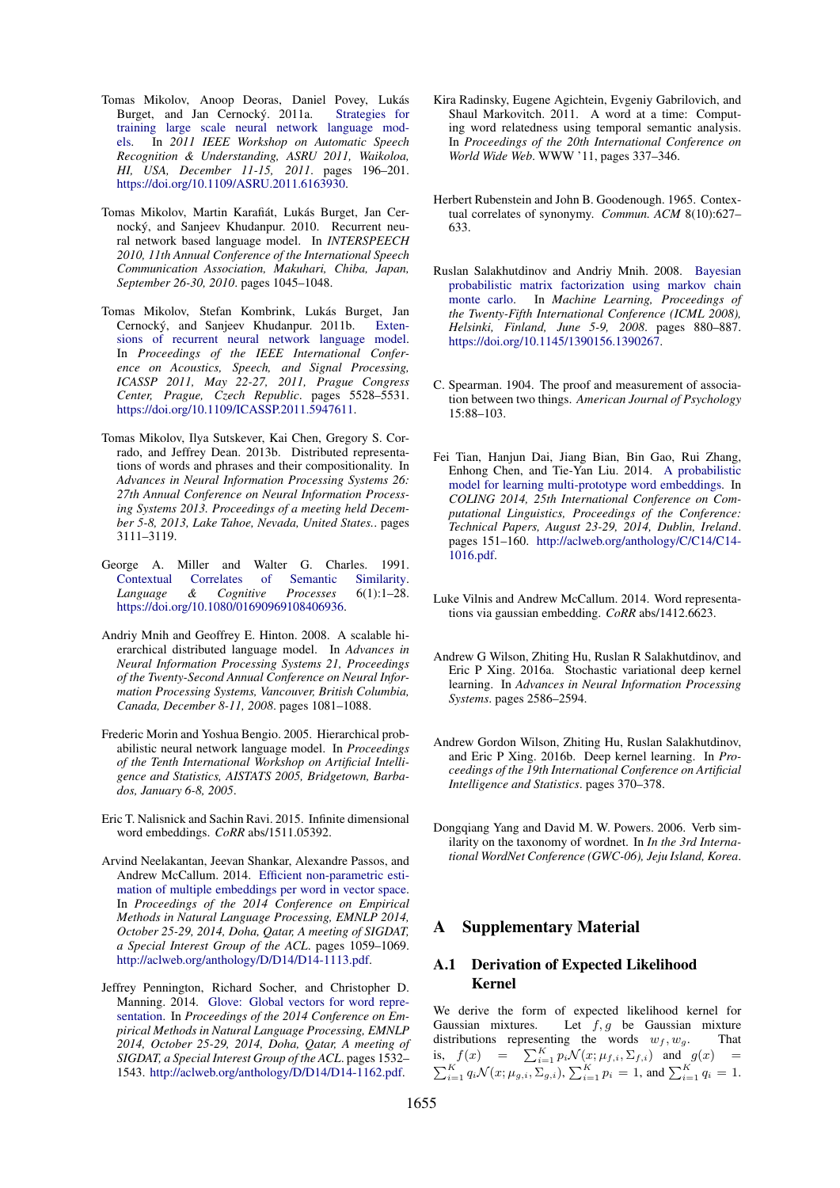Tomas Mikolov, Anoop Deoras, Daniel Povey, Lukás Burget, and Jan Cernocký. 2011a. Strategies for training large scale neural network language models. In *2011 IEEE Workshop on Automatic Speech Recognition & Understanding, ASRU 2011, Waikoloa, HI, USA, December 11-15, 2011*. pages 196–201. https://doi.org/10.1109/ASRU.2011.6163930.

Tomas Mikolov, Martin Karafiát, Lukás Burget, Jan Cernocký, and Sanjeev Khudanpur. 2010. Recurrent neural network based language model. In *INTERSPEECH 2010, 11th Annual Conference of the International Speech Communication Association, Makuhari, Chiba, Japan, September 26-30, 2010*. pages 1045–1048.

Tomas Mikolov, Stefan Kombrink, Lukás Burget, Jan Cernocký, and Sanjeev Khudanpur. 2011b. Extensions of recurrent neural network language model. In *Proceedings of the IEEE International Conference on Acoustics, Speech, and Signal Processing, ICASSP 2011, May 22-27, 2011, Prague Congress Center, Prague, Czech Republic*. pages 5528–5531. https://doi.org/10.1109/ICASSP.2011.5947611.

Tomas Mikolov, Ilya Sutskever, Kai Chen, Gregory S. Corrado, and Jeffrey Dean. 2013b. Distributed representations of words and phrases and their compositionality. In *Advances in Neural Information Processing Systems 26: 27th Annual Conference on Neural Information Processing Systems 2013. Proceedings of a meeting held December 5-8, 2013, Lake Tahoe, Nevada, United States.*. pages 3111–3119.

George A. Miller and Walter G. Charles. 1991. Contextual Correlates of Semantic Similarity. *Language & Cognitive Processes* 6(1):1–28. https://doi.org/10.1080/01690969108406936.

Andriy Mnih and Geoffrey E. Hinton. 2008. A scalable hierarchical distributed language model. In *Advances in Neural Information Processing Systems 21, Proceedings of the Twenty-Second Annual Conference on Neural Information Processing Systems, Vancouver, British Columbia, Canada, December 8-11, 2008*. pages 1081–1088.

Frederic Morin and Yoshua Bengio. 2005. Hierarchical probabilistic neural network language model. In *Proceedings of the Tenth International Workshop on Artificial Intelligence and Statistics, AISTATS 2005, Bridgetown, Barbados, January 6-8, 2005*.

Eric T. Nalisnick and Sachin Ravi. 2015. Infinite dimensional word embeddings. *CoRR* abs/1511.05392.

Arvind Neelakantan, Jeevan Shankar, Alexandre Passos, and Andrew McCallum. 2014. Efficient non-parametric estimation of multiple embeddings per word in vector space. In *Proceedings of the 2014 Conference on Empirical Methods in Natural Language Processing, EMNLP 2014, October 25-29, 2014, Doha, Qatar, A meeting of SIGDAT, a Special Interest Group of the ACL*. pages 1059–1069. http://aclweb.org/anthology/D/D14/D14-1113.pdf.

Jeffrey Pennington, Richard Socher, and Christopher D. Manning. 2014. Glove: Global vectors for word representation. In *Proceedings of the 2014 Conference on Empirical Methods in Natural Language Processing, EMNLP 2014, October 25-29, 2014, Doha, Qatar, A meeting of SIGDAT, a Special Interest Group of the ACL*. pages 1532–1543. http://aclweb.org/anthology/D/D14/D14-1162.pdf.

Kira Radinsky, Eugene Agichtein, Evgeniy Gabrilovich, and Shaul Markovitch. 2011. A word at a time: Computing word relatedness using temporal semantic analysis. In *Proceedings of the 20th International Conference on World Wide Web*. WWW '11, pages 337–346.

Herbert Rubenstein and John B. Goodenough. 1965. Contextual correlates of synonymy. *Commun. ACM* 8(10):627–633.

Ruslan Salakhutdinov and Andriy Mnih. 2008. Bayesian probabilistic matrix factorization using markov chain monte carlo. In *Machine Learning, Proceedings of the Twenty-Fifth International Conference (ICML 2008), Helsinki, Finland, June 5-9, 2008*. pages 880–887. https://doi.org/10.1145/1390156.1390267.

C. Spearman. 1904. The proof and measurement of association between two things. *American Journal of Psychology* 15:88–103.

Fei Tian, Hanjun Dai, Jiang Bian, Bin Gao, Rui Zhang, Enhong Chen, and Tie-Yan Liu. 2014. A probabilistic model for learning multi-prototype word embeddings. In *COLING 2014, 25th International Conference on Computational Linguistics, Proceedings of the Conference: Technical Papers, August 23-29, 2014, Dublin, Ireland*. pages 151–160. http://aclweb.org/anthology/C/C14/C14-1016.pdf.

Luke Vilnis and Andrew McCallum. 2014. Word representations via gaussian embedding. *CoRR* abs/1412.6623.

Andrew G Wilson, Zhiting Hu, Ruslan R Salakhutdinov, and Eric P Xing. 2016a. Stochastic variational deep kernel learning. In *Advances in Neural Information Processing Systems*. pages 2586–2594.

Andrew Gordon Wilson, Zhiting Hu, Ruslan Salakhutdinov, and Eric P Xing. 2016b. Deep kernel learning. In *Proceedings of the 19th International Conference on Artificial Intelligence and Statistics*. pages 370–378.

Dongqiang Yang and David M. W. Powers. 2006. Verb similarity on the taxonomy of wordnet. In *In the 3rd International WordNet Conference (GWC-06), Jeju Island, Korea*.

## A Supplementary Material

### A.1 Derivation of Expected Likelihood Kernel

We derive the form of expected likelihood kernel for Gaussian mixtures. Let $f, g$ be Gaussian mixture distributions representing the words $w_f, w_g$. That is, $f(x) = \sum_{i=1}^{K} p_i \mathcal{N}(x; \mu_{f,i}, \Sigma_{f,i})$ and $g(x) = \sum_{i=1}^{K} q_i \mathcal{N}(x; \mu_{g,i}, \Sigma_{g,i})$, $\sum_{i=1}^{K} p_i = 1$, and $\sum_{i=1}^{K} q_i = 1$.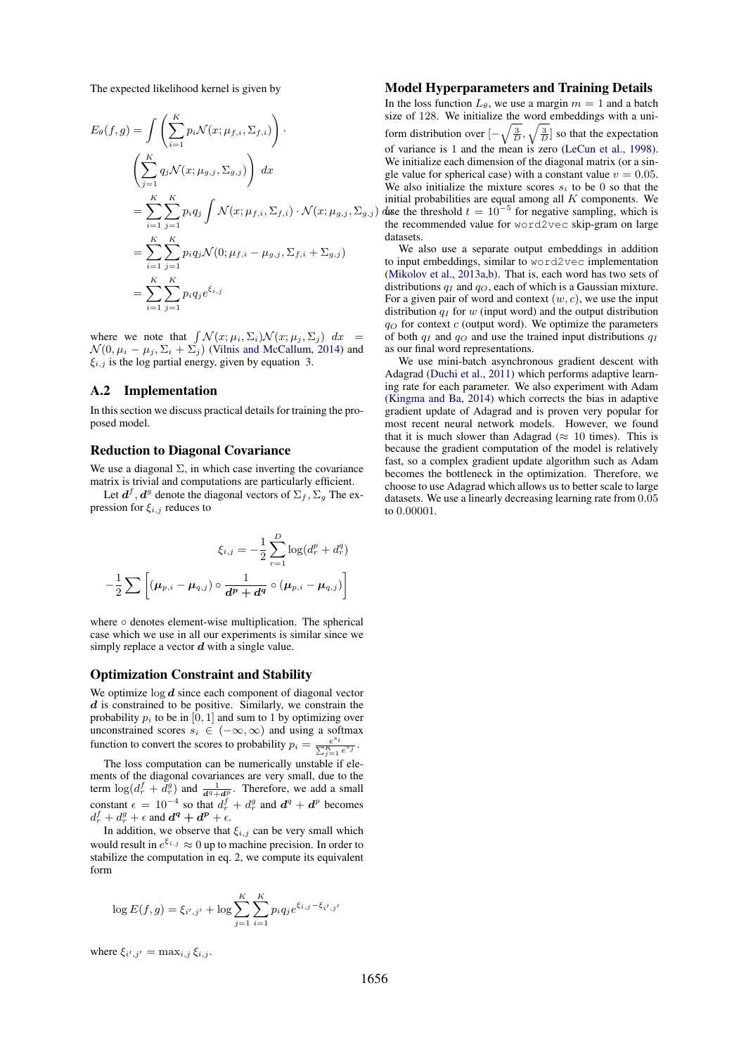The expected likelihood kernel is given by

$$
\begin{aligned}
E_\theta(f,g) &= \int \left( \sum_{i=1}^{K} p_i \mathcal{N}(x; \mu_{f,i}, \Sigma_{f,i}) \right) \cdot \\
&\quad \left( \sum_{j=1}^{K} q_j \mathcal{N}(x; \mu_{g,j}, \Sigma_{g,j}) \right) \, dx \\
&= \sum_{i=1}^{K} \sum_{j=1}^{K} p_i q_j \int \mathcal{N}(x; \mu_{f,i}, \Sigma_{f,i}) \cdot \mathcal{N}(x; \mu_{g,j}, \Sigma_{g,j}) \, dx \\
&= \sum_{i=1}^{K} \sum_{j=1}^{K} p_i q_j \mathcal{N}(0; \mu_{f,i} - \mu_{g,j}, \Sigma_{f,i} + \Sigma_{g,j}) \\
&= \sum_{i=1}^{K} \sum_{j=1}^{K} p_i q_j e^{\xi_{i,j}}
\end{aligned}
$$

where we note that $\int \mathcal{N}(x; \mu_i, \Sigma_i) \mathcal{N}(x; \mu_j, \Sigma_j) \, dx = \mathcal{N}(0, \mu_i - \mu_j, \Sigma_i + \Sigma_j)$ (Vilnis and McCallum, 2014) and $\xi_{i,j}$ is the log partial energy, given by equation 3.

## A.2 Implementation

In this section we discuss practical details for training the proposed model.

### Reduction to Diagonal Covariance

We use a diagonal $\Sigma$, in which case inverting the covariance matrix is trivial and computations are particularly efficient.

Let $\boldsymbol{d}^f, \boldsymbol{d}^g$ denote the diagonal vectors of $\Sigma_f, \Sigma_g$ The expression for $\xi_{i,j}$ reduces to

$$
\xi_{i,j} = -\frac{1}{2} \sum_{r=1}^{D} \log(d_r^p + d_r^q)
$$
$$
-\frac{1}{2} \sum \left[ (\boldsymbol{\mu}_{p,i} - \boldsymbol{\mu}_{q,j}) \circ \frac{1}{\boldsymbol{d^p} + \boldsymbol{d^q}} \circ (\boldsymbol{\mu}_{p,i} - \boldsymbol{\mu}_{q,j}) \right]
$$

where $\circ$ denotes element-wise multiplication. The spherical case which we use in all our experiments is similar since we simply replace a vector $\boldsymbol{d}$ with a single value.

### Optimization Constraint and Stability

We optimize $\log \boldsymbol{d}$ since each component of diagonal vector $\boldsymbol{d}$ is constrained to be positive. Similarly, we constrain the probability $p_i$ to be in $[0, 1]$ and sum to 1 by optimizing over unconstrained scores $s_i \in (-\infty, \infty)$ and using a softmax function to convert the scores to probability $p_i = \frac{e^{s_i}}{\sum_{j=1}^{K} e^{s_j}}$.

The loss computation can be numerically unstable if elements of the diagonal covariances are very small, due to the term $\log(d_r^f + d_r^g)$ and $\frac{1}{\boldsymbol{d^q} + \boldsymbol{d^p}}$. Therefore, we add a small constant $\epsilon = 10^{-4}$ so that $d_r^f + d_r^g$ and $\boldsymbol{d^q} + \boldsymbol{d^p}$ becomes $d_r^f + d_r^g + \epsilon$ and $\boldsymbol{d^q} + \boldsymbol{d^p} + \epsilon$.

In addition, we observe that $\xi_{i,j}$ can be very small which would result in $e^{\xi_{i,j}} \approx 0$ up to machine precision. In order to stabilize the computation in eq. 2, we compute its equivalent form

$$
\log E(f,g) = \xi_{i',j'} + \log \sum_{j=1}^{K} \sum_{i=1}^{K} p_i q_j e^{\xi_{i,j} - \xi_{i',j'}}
$$

where $\xi_{i',j'} = \max_{i,j} \xi_{i,j}$.

### Model Hyperparameters and Training Details

In the loss function $L_\theta$, we use a margin $m = 1$ and a batch size of 128. We initialize the word embeddings with a uniform distribution over $[-\sqrt{\frac{3}{D}}, \sqrt{\frac{3}{D}}]$ so that the expectation of variance is 1 and the mean is zero (LeCun et al., 1998). We initialize each dimension of the diagonal matrix (or a single value for spherical case) with a constant value $v = 0.05$. We also initialize the mixture scores $s_i$ to be 0 so that the initial probabilities are equal among all $K$ components. We use the threshold $t = 10^{-5}$ for negative sampling, which is the recommended value for `word2vec` skip-gram on large datasets.

We also use a separate output embeddings in addition to input embeddings, similar to `word2vec` implementation (Mikolov et al., 2013a,b). That is, each word has two sets of distributions $q_I$ and $q_O$, each of which is a Gaussian mixture. For a given pair of word and context $(w, c)$, we use the input distribution $q_I$ for $w$ (input word) and the output distribution $q_O$ for context $c$ (output word). We optimize the parameters of both $q_I$ and $q_O$ and use the trained input distributions $q_I$ as our final word representations.

We use mini-batch asynchronous gradient descent with Adagrad (Duchi et al., 2011) which performs adaptive learning rate for each parameter. We also experiment with Adam (Kingma and Ba, 2014) which corrects the bias in adaptive gradient update of Adagrad and is proven very popular for most recent neural network models. However, we found that it is much slower than Adagrad ($\approx$ 10 times). This is because the gradient computation of the model is relatively fast, so a complex gradient update algorithm such as Adam becomes the bottleneck in the optimization. Therefore, we choose to use Adagrad which allows us to better scale to large datasets. We use a linearly decreasing learning rate from 0.05 to 0.00001.